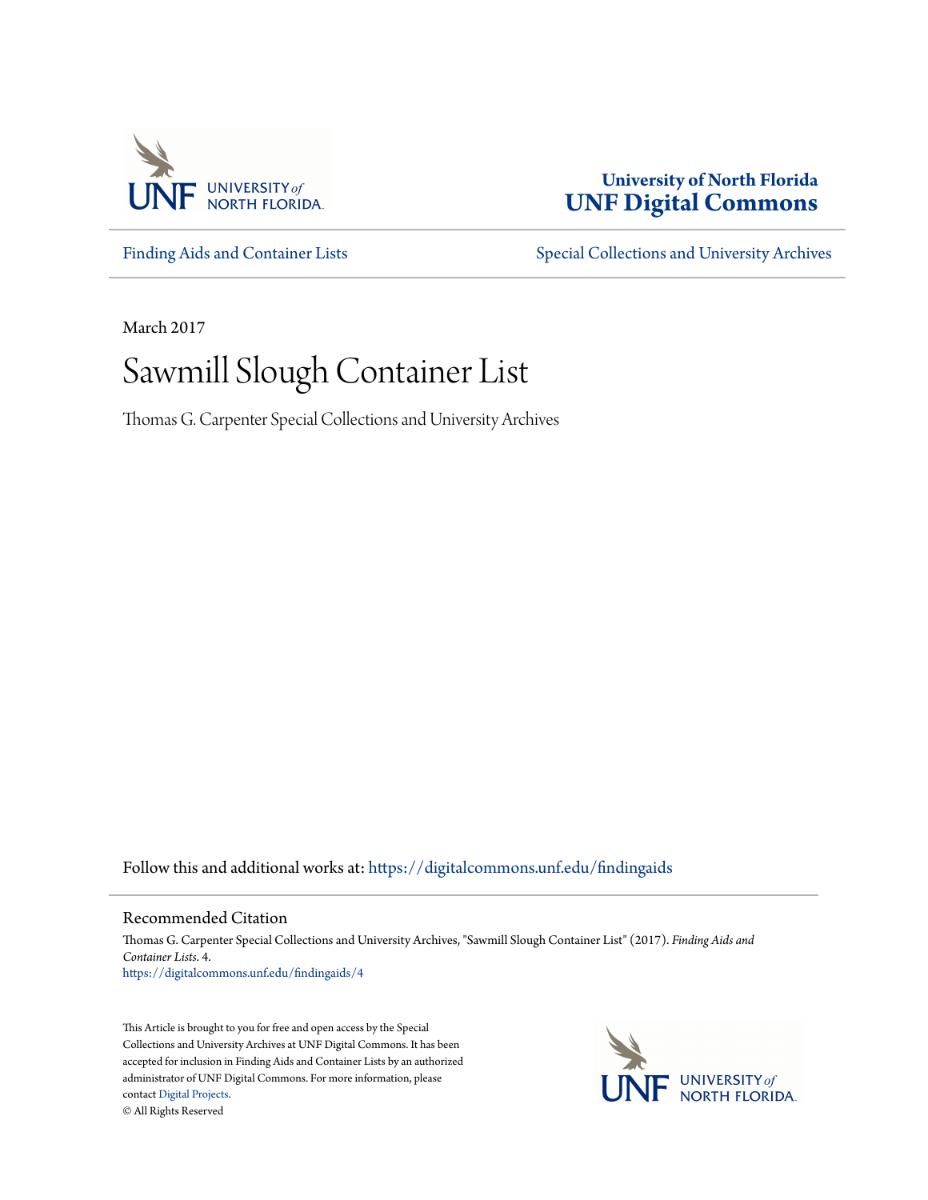University of North Florida
**UNF Digital Commons**

Finding Aids and Container Lists

Special Collections and University Archives

March 2017

# Sawmill Slough Container List

Thomas G. Carpenter Special Collections and University Archives

Follow this and additional works at: https://digitalcommons.unf.edu/findingaids

## Recommended Citation

Thomas G. Carpenter Special Collections and University Archives, "Sawmill Slough Container List" (2017). *Finding Aids and Container Lists*. 4.
https://digitalcommons.unf.edu/findingaids/4

This Article is brought to you for free and open access by the Special Collections and University Archives at UNF Digital Commons. It has been accepted for inclusion in Finding Aids and Container Lists by an authorized administrator of UNF Digital Commons. For more information, please contact Digital Projects.
© All Rights Reserved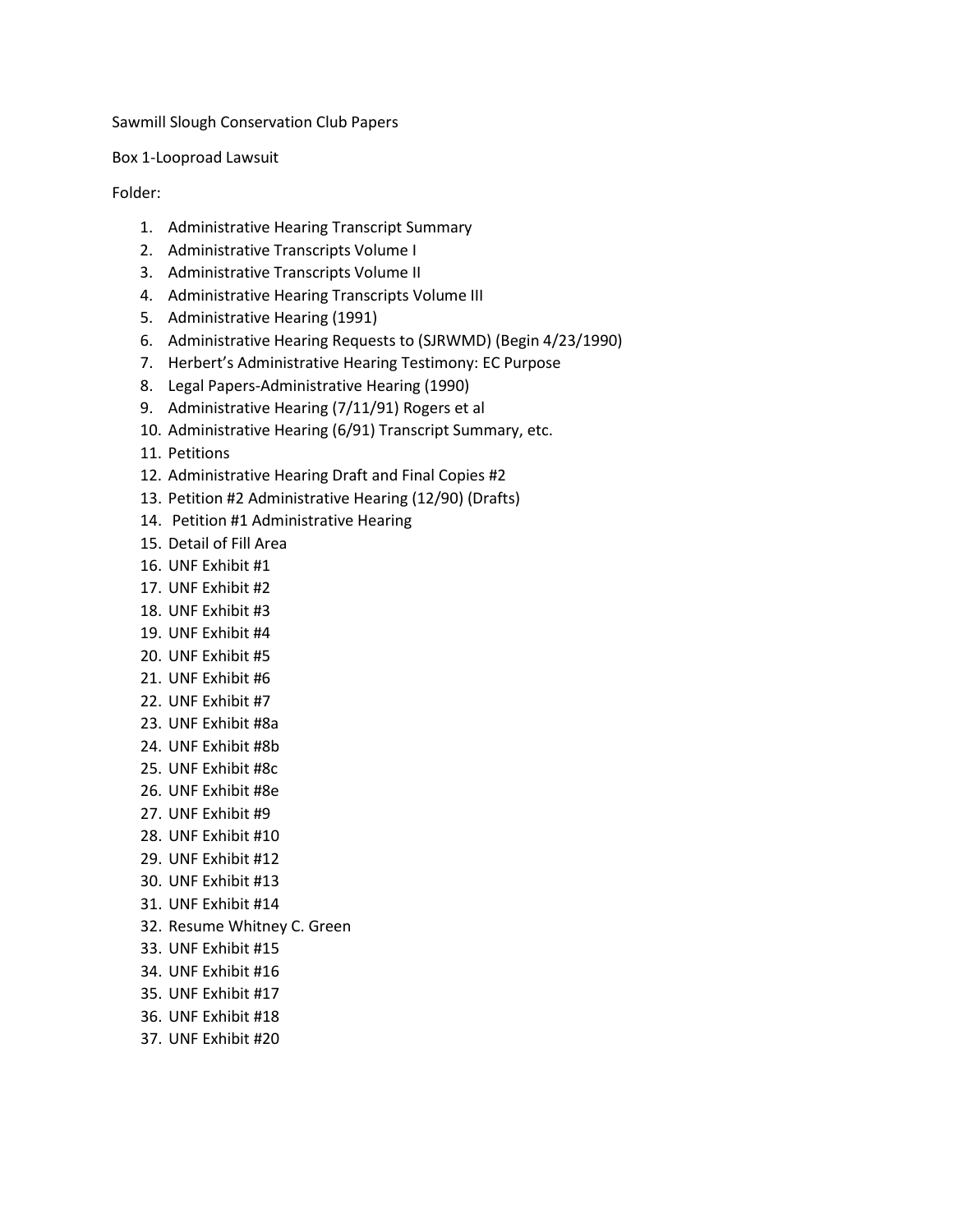Sawmill Slough Conservation Club Papers

Box 1-Looproad Lawsuit

Folder:

1. Administrative Hearing Transcript Summary
2. Administrative Transcripts Volume I
3. Administrative Transcripts Volume II
4. Administrative Hearing Transcripts Volume III
5. Administrative Hearing (1991)
6. Administrative Hearing Requests to (SJRWMD) (Begin 4/23/1990)
7. Herbert's Administrative Hearing Testimony: EC Purpose
8. Legal Papers-Administrative Hearing (1990)
9. Administrative Hearing (7/11/91) Rogers et al
10. Administrative Hearing (6/91) Transcript Summary, etc.
11. Petitions
12. Administrative Hearing Draft and Final Copies #2
13. Petition #2 Administrative Hearing (12/90) (Drafts)
14. Petition #1 Administrative Hearing
15. Detail of Fill Area
16. UNF Exhibit #1
17. UNF Exhibit #2
18. UNF Exhibit #3
19. UNF Exhibit #4
20. UNF Exhibit #5
21. UNF Exhibit #6
22. UNF Exhibit #7
23. UNF Exhibit #8a
24. UNF Exhibit #8b
25. UNF Exhibit #8c
26. UNF Exhibit #8e
27. UNF Exhibit #9
28. UNF Exhibit #10
29. UNF Exhibit #12
30. UNF Exhibit #13
31. UNF Exhibit #14
32. Resume Whitney C. Green
33. UNF Exhibit #15
34. UNF Exhibit #16
35. UNF Exhibit #17
36. UNF Exhibit #18
37. UNF Exhibit #20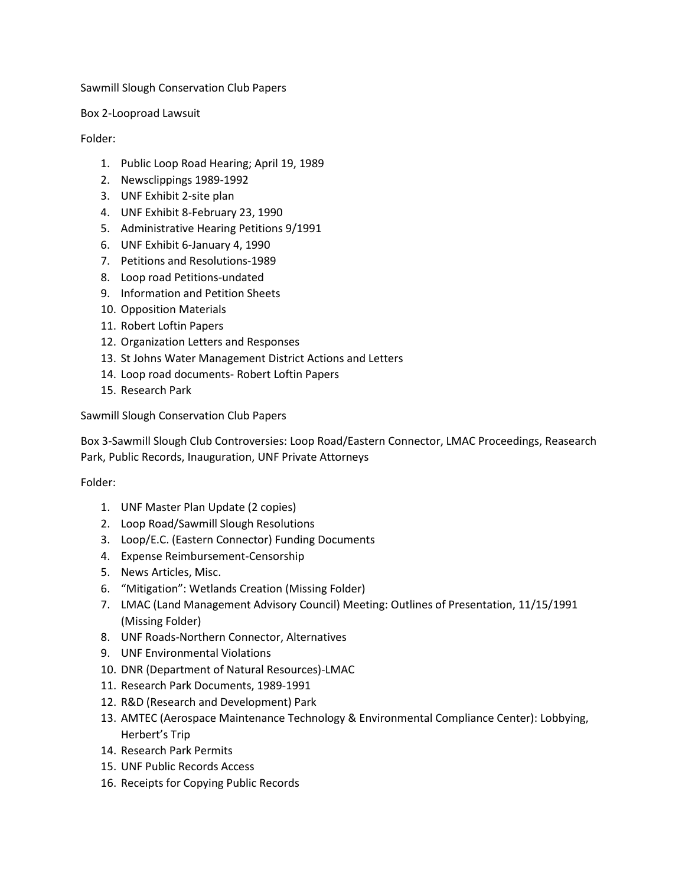Sawmill Slough Conservation Club Papers

Box 2-Looproad Lawsuit

Folder:

1. Public Loop Road Hearing; April 19, 1989
2. Newsclippings 1989-1992
3. UNF Exhibit 2-site plan
4. UNF Exhibit 8-February 23, 1990
5. Administrative Hearing Petitions 9/1991
6. UNF Exhibit 6-January 4, 1990
7. Petitions and Resolutions-1989
8. Loop road Petitions-undated
9. Information and Petition Sheets
10. Opposition Materials
11. Robert Loftin Papers
12. Organization Letters and Responses
13. St Johns Water Management District Actions and Letters
14. Loop road documents- Robert Loftin Papers
15. Research Park

Sawmill Slough Conservation Club Papers

Box 3-Sawmill Slough Club Controversies: Loop Road/Eastern Connector, LMAC Proceedings, Reasearch Park, Public Records, Inauguration, UNF Private Attorneys

Folder:

1. UNF Master Plan Update (2 copies)
2. Loop Road/Sawmill Slough Resolutions
3. Loop/E.C. (Eastern Connector) Funding Documents
4. Expense Reimbursement-Censorship
5. News Articles, Misc.
6. "Mitigation": Wetlands Creation (Missing Folder)
7. LMAC (Land Management Advisory Council) Meeting: Outlines of Presentation, 11/15/1991 (Missing Folder)
8. UNF Roads-Northern Connector, Alternatives
9. UNF Environmental Violations
10. DNR (Department of Natural Resources)-LMAC
11. Research Park Documents, 1989-1991
12. R&D (Research and Development) Park
13. AMTEC (Aerospace Maintenance Technology & Environmental Compliance Center): Lobbying, Herbert's Trip
14. Research Park Permits
15. UNF Public Records Access
16. Receipts for Copying Public Records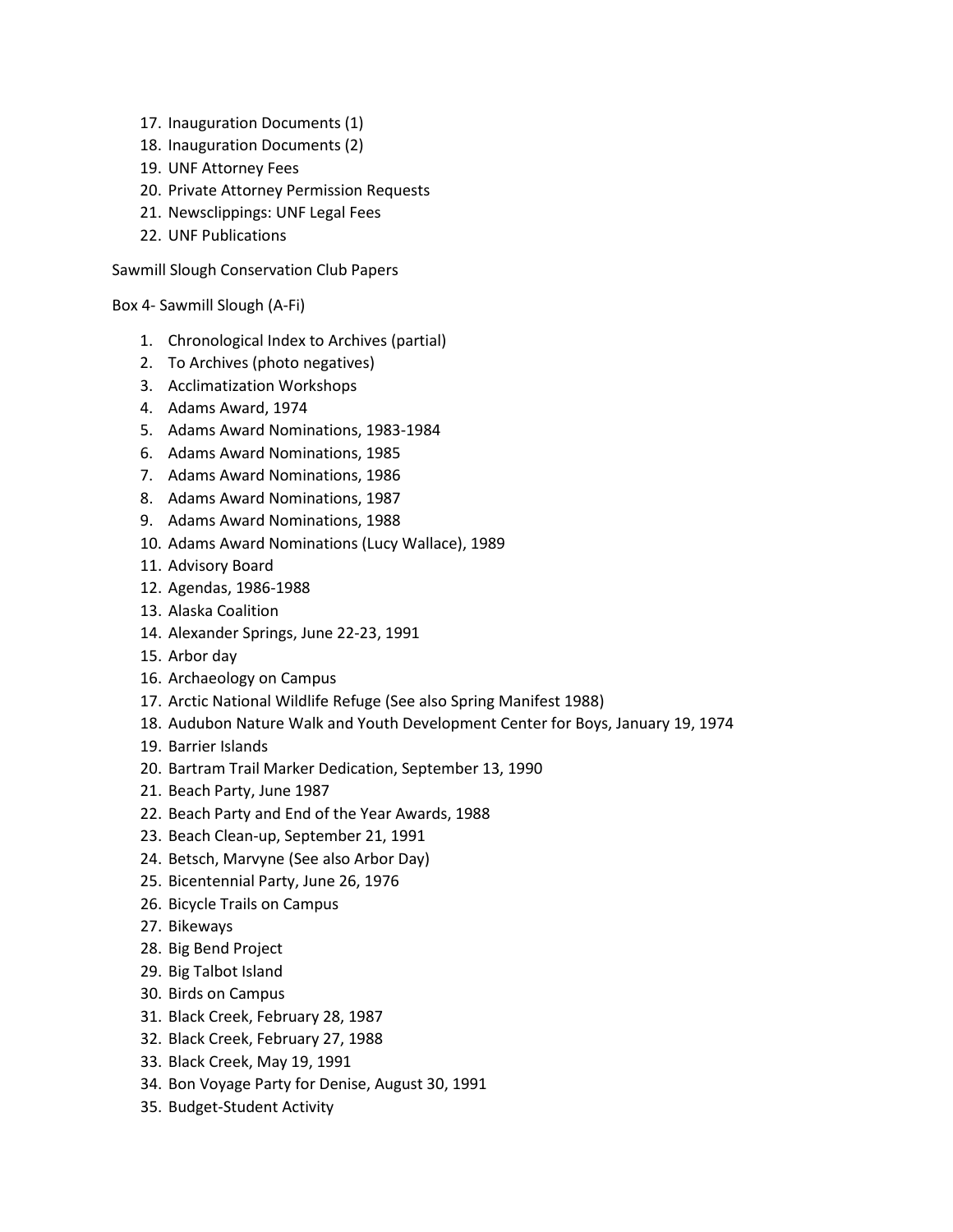17. Inauguration Documents (1)
18. Inauguration Documents (2)
19. UNF Attorney Fees
20. Private Attorney Permission Requests
21. Newsclippings: UNF Legal Fees
22. UNF Publications

Sawmill Slough Conservation Club Papers

Box 4- Sawmill Slough (A-Fi)

1. Chronological Index to Archives (partial)
2. To Archives (photo negatives)
3. Acclimatization Workshops
4. Adams Award, 1974
5. Adams Award Nominations, 1983-1984
6. Adams Award Nominations, 1985
7. Adams Award Nominations, 1986
8. Adams Award Nominations, 1987
9. Adams Award Nominations, 1988
10. Adams Award Nominations (Lucy Wallace), 1989
11. Advisory Board
12. Agendas, 1986-1988
13. Alaska Coalition
14. Alexander Springs, June 22-23, 1991
15. Arbor day
16. Archaeology on Campus
17. Arctic National Wildlife Refuge (See also Spring Manifest 1988)
18. Audubon Nature Walk and Youth Development Center for Boys, January 19, 1974
19. Barrier Islands
20. Bartram Trail Marker Dedication, September 13, 1990
21. Beach Party, June 1987
22. Beach Party and End of the Year Awards, 1988
23. Beach Clean-up, September 21, 1991
24. Betsch, Marvyne (See also Arbor Day)
25. Bicentennial Party, June 26, 1976
26. Bicycle Trails on Campus
27. Bikeways
28. Big Bend Project
29. Big Talbot Island
30. Birds on Campus
31. Black Creek, February 28, 1987
32. Black Creek, February 27, 1988
33. Black Creek, May 19, 1991
34. Bon Voyage Party for Denise, August 30, 1991
35. Budget-Student Activity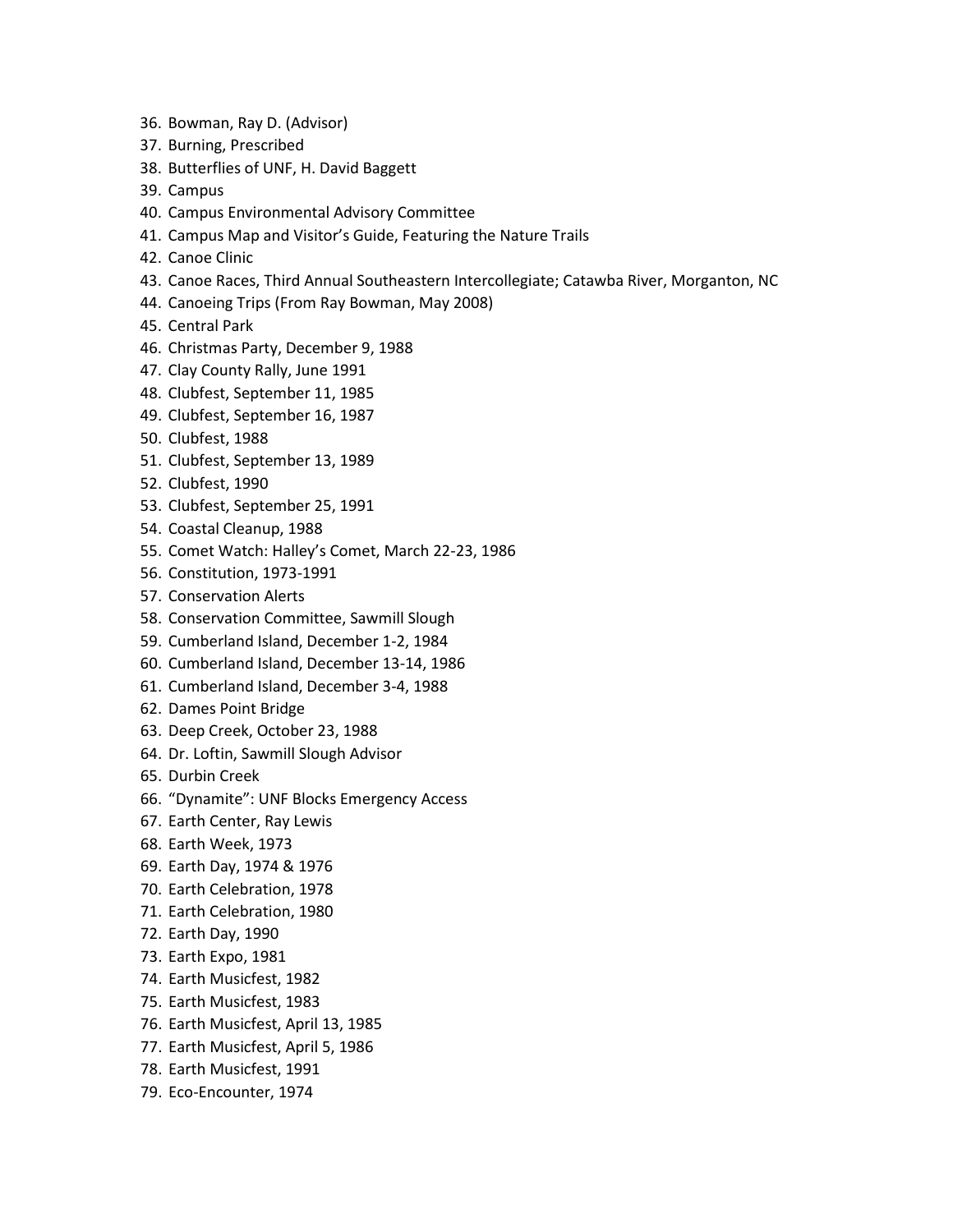36. Bowman, Ray D. (Advisor)
37. Burning, Prescribed
38. Butterflies of UNF, H. David Baggett
39. Campus
40. Campus Environmental Advisory Committee
41. Campus Map and Visitor's Guide, Featuring the Nature Trails
42. Canoe Clinic
43. Canoe Races, Third Annual Southeastern Intercollegiate; Catawba River, Morganton, NC
44. Canoeing Trips (From Ray Bowman, May 2008)
45. Central Park
46. Christmas Party, December 9, 1988
47. Clay County Rally, June 1991
48. Clubfest, September 11, 1985
49. Clubfest, September 16, 1987
50. Clubfest, 1988
51. Clubfest, September 13, 1989
52. Clubfest, 1990
53. Clubfest, September 25, 1991
54. Coastal Cleanup, 1988
55. Comet Watch: Halley's Comet, March 22-23, 1986
56. Constitution, 1973-1991
57. Conservation Alerts
58. Conservation Committee, Sawmill Slough
59. Cumberland Island, December 1-2, 1984
60. Cumberland Island, December 13-14, 1986
61. Cumberland Island, December 3-4, 1988
62. Dames Point Bridge
63. Deep Creek, October 23, 1988
64. Dr. Loftin, Sawmill Slough Advisor
65. Durbin Creek
66. "Dynamite": UNF Blocks Emergency Access
67. Earth Center, Ray Lewis
68. Earth Week, 1973
69. Earth Day, 1974 & 1976
70. Earth Celebration, 1978
71. Earth Celebration, 1980
72. Earth Day, 1990
73. Earth Expo, 1981
74. Earth Musicfest, 1982
75. Earth Musicfest, 1983
76. Earth Musicfest, April 13, 1985
77. Earth Musicfest, April 5, 1986
78. Earth Musicfest, 1991
79. Eco-Encounter, 1974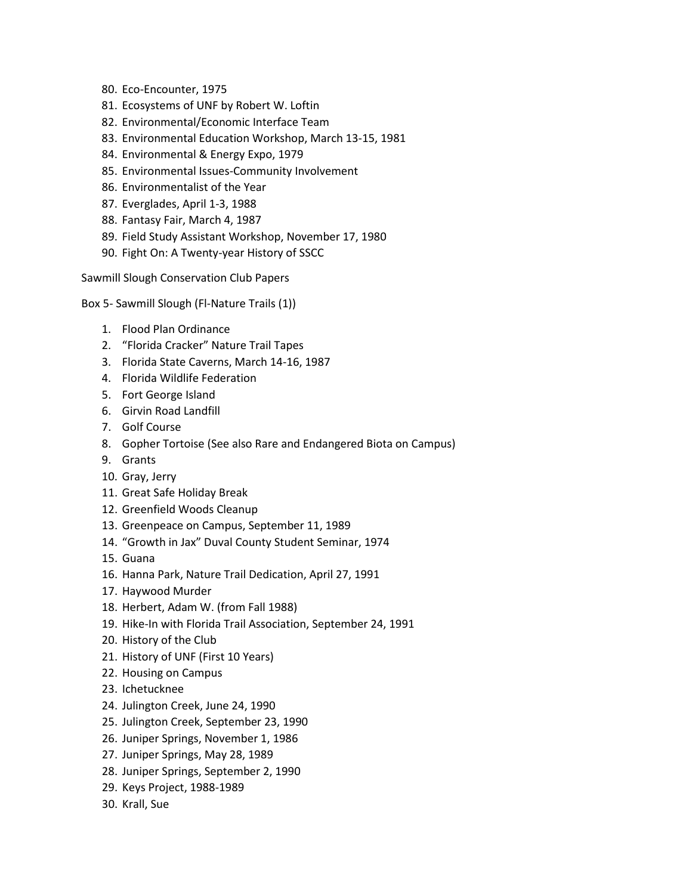80. Eco-Encounter, 1975
81. Ecosystems of UNF by Robert W. Loftin
82. Environmental/Economic Interface Team
83. Environmental Education Workshop, March 13-15, 1981
84. Environmental & Energy Expo, 1979
85. Environmental Issues-Community Involvement
86. Environmentalist of the Year
87. Everglades, April 1-3, 1988
88. Fantasy Fair, March 4, 1987
89. Field Study Assistant Workshop, November 17, 1980
90. Fight On: A Twenty-year History of SSCC

Sawmill Slough Conservation Club Papers

Box 5- Sawmill Slough (Fl-Nature Trails (1))

1. Flood Plan Ordinance
2. "Florida Cracker" Nature Trail Tapes
3. Florida State Caverns, March 14-16, 1987
4. Florida Wildlife Federation
5. Fort George Island
6. Girvin Road Landfill
7. Golf Course
8. Gopher Tortoise (See also Rare and Endangered Biota on Campus)
9. Grants
10. Gray, Jerry
11. Great Safe Holiday Break
12. Greenfield Woods Cleanup
13. Greenpeace on Campus, September 11, 1989
14. "Growth in Jax" Duval County Student Seminar, 1974
15. Guana
16. Hanna Park, Nature Trail Dedication, April 27, 1991
17. Haywood Murder
18. Herbert, Adam W. (from Fall 1988)
19. Hike-In with Florida Trail Association, September 24, 1991
20. History of the Club
21. History of UNF (First 10 Years)
22. Housing on Campus
23. Ichetucknee
24. Julington Creek, June 24, 1990
25. Julington Creek, September 23, 1990
26. Juniper Springs, November 1, 1986
27. Juniper Springs, May 28, 1989
28. Juniper Springs, September 2, 1990
29. Keys Project, 1988-1989
30. Krall, Sue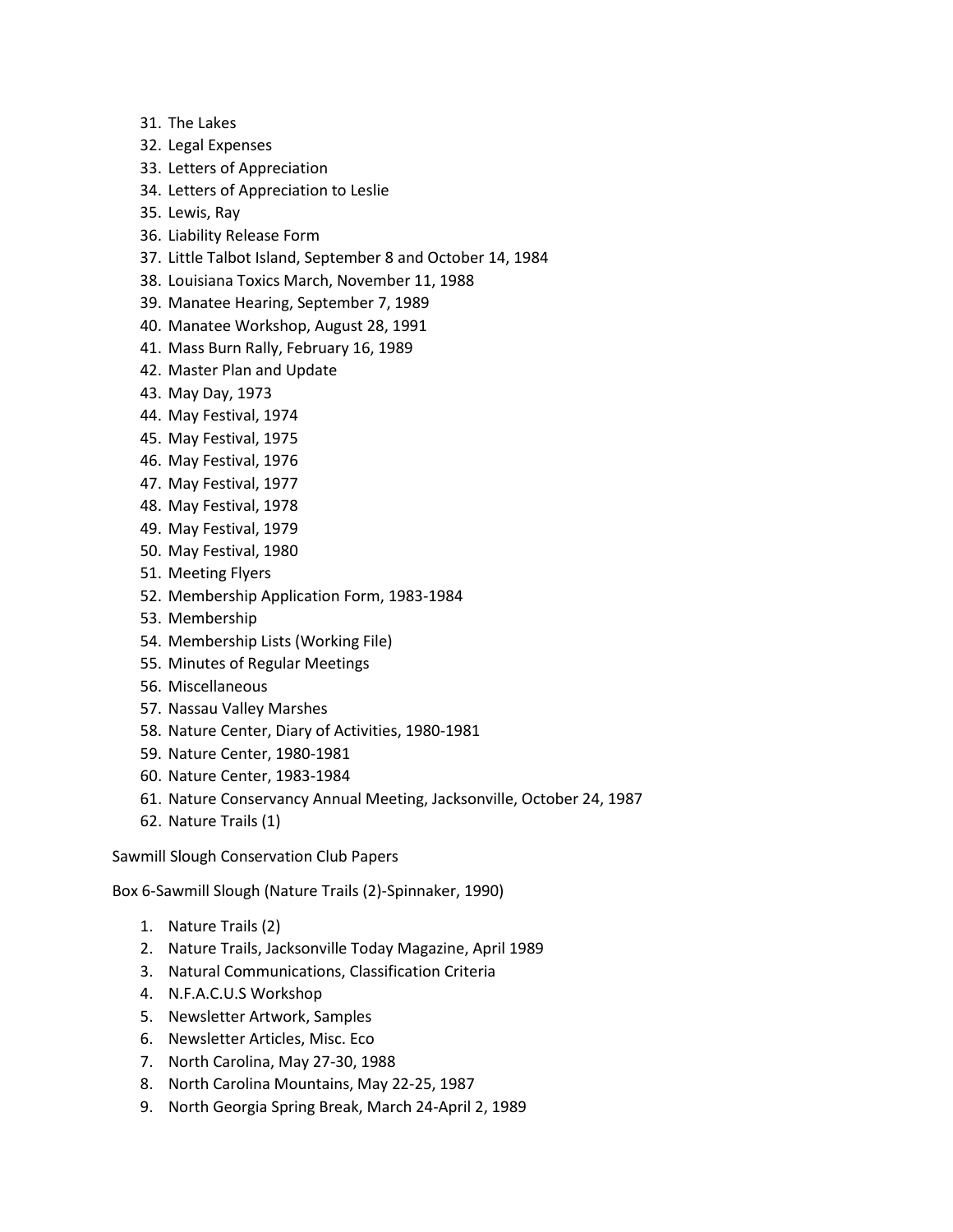31. The Lakes
32. Legal Expenses
33. Letters of Appreciation
34. Letters of Appreciation to Leslie
35. Lewis, Ray
36. Liability Release Form
37. Little Talbot Island, September 8 and October 14, 1984
38. Louisiana Toxics March, November 11, 1988
39. Manatee Hearing, September 7, 1989
40. Manatee Workshop, August 28, 1991
41. Mass Burn Rally, February 16, 1989
42. Master Plan and Update
43. May Day, 1973
44. May Festival, 1974
45. May Festival, 1975
46. May Festival, 1976
47. May Festival, 1977
48. May Festival, 1978
49. May Festival, 1979
50. May Festival, 1980
51. Meeting Flyers
52. Membership Application Form, 1983-1984
53. Membership
54. Membership Lists (Working File)
55. Minutes of Regular Meetings
56. Miscellaneous
57. Nassau Valley Marshes
58. Nature Center, Diary of Activities, 1980-1981
59. Nature Center, 1980-1981
60. Nature Center, 1983-1984
61. Nature Conservancy Annual Meeting, Jacksonville, October 24, 1987
62. Nature Trails (1)

Sawmill Slough Conservation Club Papers

Box 6-Sawmill Slough (Nature Trails (2)-Spinnaker, 1990)

1. Nature Trails (2)
2. Nature Trails, Jacksonville Today Magazine, April 1989
3. Natural Communications, Classification Criteria
4. N.F.A.C.U.S Workshop
5. Newsletter Artwork, Samples
6. Newsletter Articles, Misc. Eco
7. North Carolina, May 27-30, 1988
8. North Carolina Mountains, May 22-25, 1987
9. North Georgia Spring Break, March 24-April 2, 1989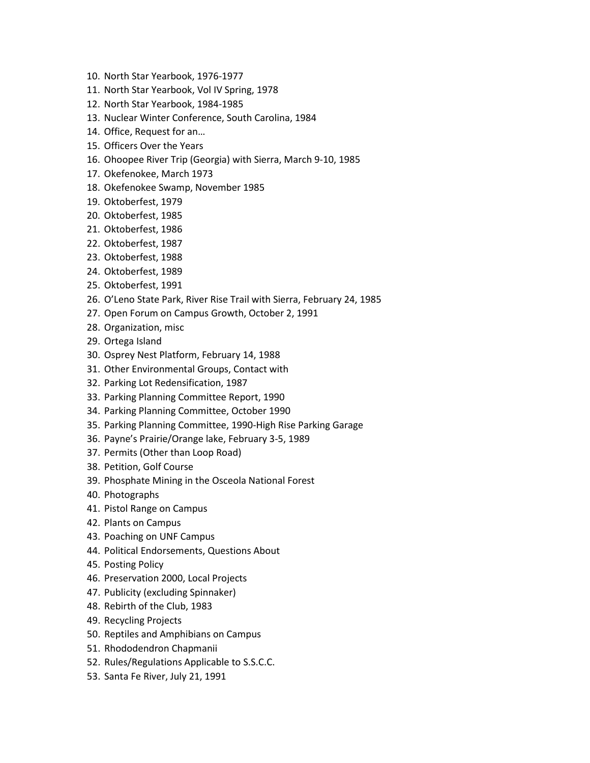10. North Star Yearbook, 1976-1977
11. North Star Yearbook, Vol IV Spring, 1978
12. North Star Yearbook, 1984-1985
13. Nuclear Winter Conference, South Carolina, 1984
14. Office, Request for an…
15. Officers Over the Years
16. Ohoopee River Trip (Georgia) with Sierra, March 9-10, 1985
17. Okefenokee, March 1973
18. Okefenokee Swamp, November 1985
19. Oktoberfest, 1979
20. Oktoberfest, 1985
21. Oktoberfest, 1986
22. Oktoberfest, 1987
23. Oktoberfest, 1988
24. Oktoberfest, 1989
25. Oktoberfest, 1991
26. O'Leno State Park, River Rise Trail with Sierra, February 24, 1985
27. Open Forum on Campus Growth, October 2, 1991
28. Organization, misc
29. Ortega Island
30. Osprey Nest Platform, February 14, 1988
31. Other Environmental Groups, Contact with
32. Parking Lot Redensification, 1987
33. Parking Planning Committee Report, 1990
34. Parking Planning Committee, October 1990
35. Parking Planning Committee, 1990-High Rise Parking Garage
36. Payne's Prairie/Orange lake, February 3-5, 1989
37. Permits (Other than Loop Road)
38. Petition, Golf Course
39. Phosphate Mining in the Osceola National Forest
40. Photographs
41. Pistol Range on Campus
42. Plants on Campus
43. Poaching on UNF Campus
44. Political Endorsements, Questions About
45. Posting Policy
46. Preservation 2000, Local Projects
47. Publicity (excluding Spinnaker)
48. Rebirth of the Club, 1983
49. Recycling Projects
50. Reptiles and Amphibians on Campus
51. Rhododendron Chapmanii
52. Rules/Regulations Applicable to S.S.C.C.
53. Santa Fe River, July 21, 1991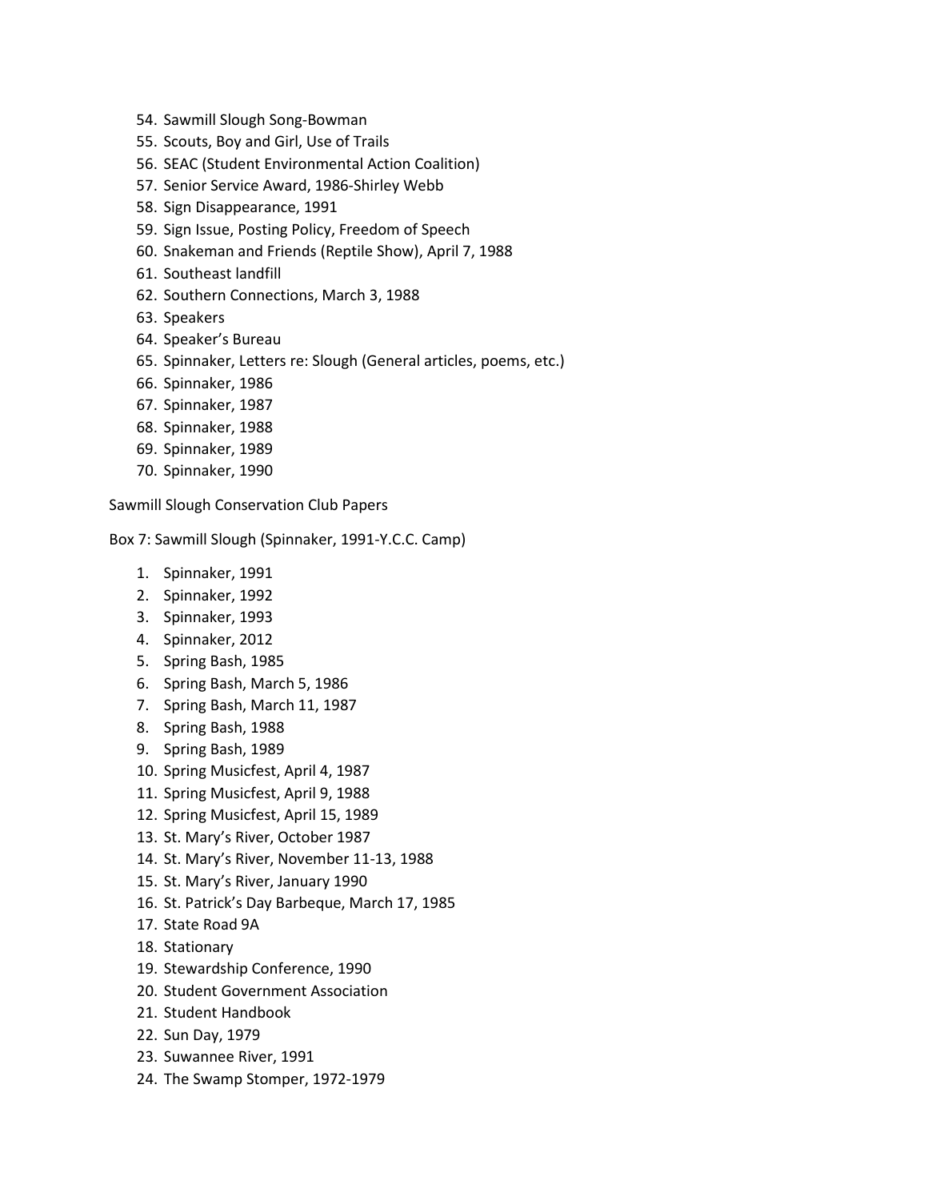54. Sawmill Slough Song-Bowman
55. Scouts, Boy and Girl, Use of Trails
56. SEAC (Student Environmental Action Coalition)
57. Senior Service Award, 1986-Shirley Webb
58. Sign Disappearance, 1991
59. Sign Issue, Posting Policy, Freedom of Speech
60. Snakeman and Friends (Reptile Show), April 7, 1988
61. Southeast landfill
62. Southern Connections, March 3, 1988
63. Speakers
64. Speaker's Bureau
65. Spinnaker, Letters re: Slough (General articles, poems, etc.)
66. Spinnaker, 1986
67. Spinnaker, 1987
68. Spinnaker, 1988
69. Spinnaker, 1989
70. Spinnaker, 1990

Sawmill Slough Conservation Club Papers

Box 7: Sawmill Slough (Spinnaker, 1991-Y.C.C. Camp)

1. Spinnaker, 1991
2. Spinnaker, 1992
3. Spinnaker, 1993
4. Spinnaker, 2012
5. Spring Bash, 1985
6. Spring Bash, March 5, 1986
7. Spring Bash, March 11, 1987
8. Spring Bash, 1988
9. Spring Bash, 1989
10. Spring Musicfest, April 4, 1987
11. Spring Musicfest, April 9, 1988
12. Spring Musicfest, April 15, 1989
13. St. Mary's River, October 1987
14. St. Mary's River, November 11-13, 1988
15. St. Mary's River, January 1990
16. St. Patrick's Day Barbeque, March 17, 1985
17. State Road 9A
18. Stationary
19. Stewardship Conference, 1990
20. Student Government Association
21. Student Handbook
22. Sun Day, 1979
23. Suwannee River, 1991
24. The Swamp Stomper, 1972-1979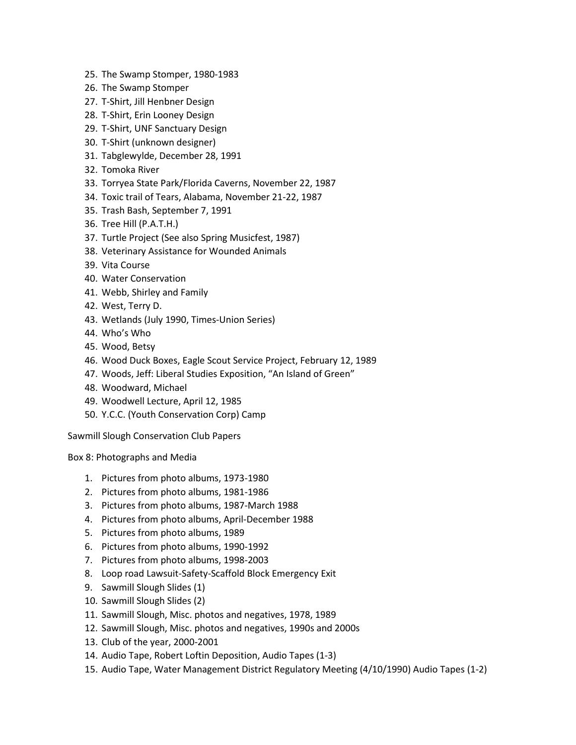25. The Swamp Stomper, 1980-1983
26. The Swamp Stomper
27. T-Shirt, Jill Henbner Design
28. T-Shirt, Erin Looney Design
29. T-Shirt, UNF Sanctuary Design
30. T-Shirt (unknown designer)
31. Tabglewylde, December 28, 1991
32. Tomoka River
33. Torryea State Park/Florida Caverns, November 22, 1987
34. Toxic trail of Tears, Alabama, November 21-22, 1987
35. Trash Bash, September 7, 1991
36. Tree Hill (P.A.T.H.)
37. Turtle Project (See also Spring Musicfest, 1987)
38. Veterinary Assistance for Wounded Animals
39. Vita Course
40. Water Conservation
41. Webb, Shirley and Family
42. West, Terry D.
43. Wetlands (July 1990, Times-Union Series)
44. Who's Who
45. Wood, Betsy
46. Wood Duck Boxes, Eagle Scout Service Project, February 12, 1989
47. Woods, Jeff: Liberal Studies Exposition, "An Island of Green"
48. Woodward, Michael
49. Woodwell Lecture, April 12, 1985
50. Y.C.C. (Youth Conservation Corp) Camp

Sawmill Slough Conservation Club Papers

Box 8: Photographs and Media

1. Pictures from photo albums, 1973-1980
2. Pictures from photo albums, 1981-1986
3. Pictures from photo albums, 1987-March 1988
4. Pictures from photo albums, April-December 1988
5. Pictures from photo albums, 1989
6. Pictures from photo albums, 1990-1992
7. Pictures from photo albums, 1998-2003
8. Loop road Lawsuit-Safety-Scaffold Block Emergency Exit
9. Sawmill Slough Slides (1)
10. Sawmill Slough Slides (2)
11. Sawmill Slough, Misc. photos and negatives, 1978, 1989
12. Sawmill Slough, Misc. photos and negatives, 1990s and 2000s
13. Club of the year, 2000-2001
14. Audio Tape, Robert Loftin Deposition, Audio Tapes (1-3)
15. Audio Tape, Water Management District Regulatory Meeting (4/10/1990) Audio Tapes (1-2)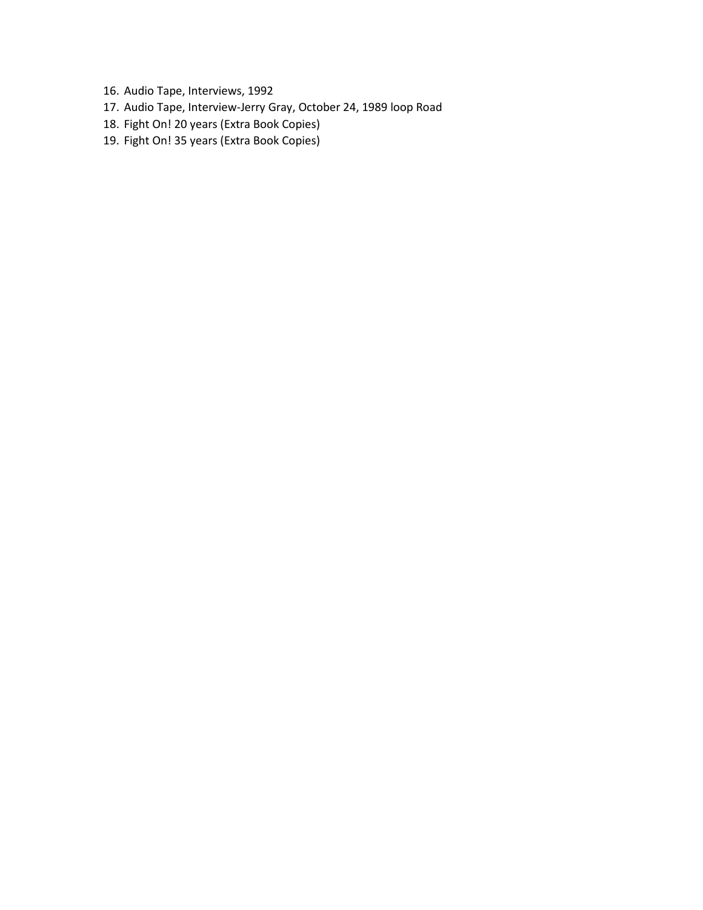16. Audio Tape, Interviews, 1992
17. Audio Tape, Interview-Jerry Gray, October 24, 1989 loop Road
18. Fight On! 20 years (Extra Book Copies)
19. Fight On! 35 years (Extra Book Copies)